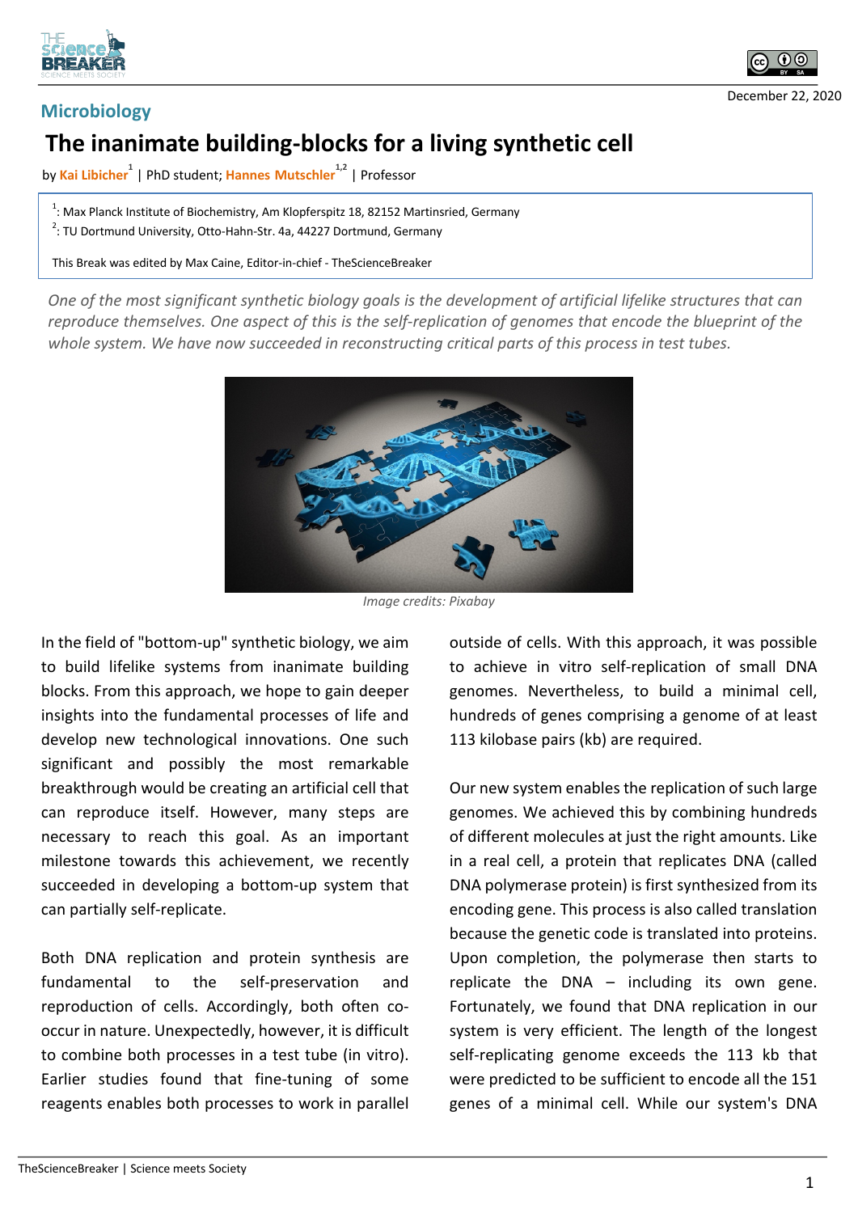Microbiology

December 22, 2020

# The inanimate building-blocks for a living synthetic cell

by **Kai Libicher**[1] | PhD student; **Hannes Mutschler**[1,2] | Professor

[1]: Max Planck Institute of Biochemistry, Am Klopferspitz 18, 82152 Martinsried, Germany
[2]: TU Dortmund University, Otto-Hahn-Str. 4a, 44227 Dortmund, Germany

This Break was edited by Max Caine, Editor-in-chief - TheScienceBreaker

*One of the most significant synthetic biology goals is the development of artificial lifelike structures that can reproduce themselves. One aspect of this is the self-replication of genomes that encode the blueprint of the whole system. We have now succeeded in reconstructing critical parts of this process in test tubes.*

*Image credits: Pixabay*

In the field of "bottom-up" synthetic biology, we aim to build lifelike systems from inanimate building blocks. From this approach, we hope to gain deeper insights into the fundamental processes of life and develop new technological innovations. One such significant and possibly the most remarkable breakthrough would be creating an artificial cell that can reproduce itself. However, many steps are necessary to reach this goal. As an important milestone towards this achievement, we recently succeeded in developing a bottom-up system that can partially self-replicate.

Both DNA replication and protein synthesis are fundamental to the self-preservation and reproduction of cells. Accordingly, both often co-occur in nature. Unexpectedly, however, it is difficult to combine both processes in a test tube (in vitro). Earlier studies found that fine-tuning of some reagents enables both processes to work in parallel outside of cells. With this approach, it was possible to achieve in vitro self-replication of small DNA genomes. Nevertheless, to build a minimal cell, hundreds of genes comprising a genome of at least 113 kilobase pairs (kb) are required.

Our new system enables the replication of such large genomes. We achieved this by combining hundreds of different molecules at just the right amounts. Like in a real cell, a protein that replicates DNA (called DNA polymerase protein) is first synthesized from its encoding gene. This process is also called translation because the genetic code is translated into proteins. Upon completion, the polymerase then starts to replicate the DNA – including its own gene. Fortunately, we found that DNA replication in our system is very efficient. The length of the longest self-replicating genome exceeds the 113 kb that were predicted to be sufficient to encode all the 151 genes of a minimal cell. While our system's DNA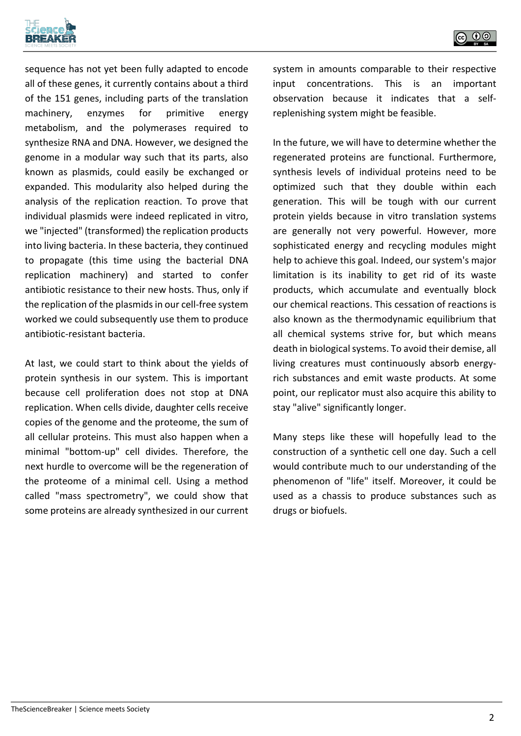sequence has not yet been fully adapted to encode all of these genes, it currently contains about a third of the 151 genes, including parts of the translation machinery, enzymes for primitive energy metabolism, and the polymerases required to synthesize RNA and DNA. However, we designed the genome in a modular way such that its parts, also known as plasmids, could easily be exchanged or expanded. This modularity also helped during the analysis of the replication reaction. To prove that individual plasmids were indeed replicated in vitro, we "injected" (transformed) the replication products into living bacteria. In these bacteria, they continued to propagate (this time using the bacterial DNA replication machinery) and started to confer antibiotic resistance to their new hosts. Thus, only if the replication of the plasmids in our cell-free system worked we could subsequently use them to produce antibiotic-resistant bacteria.

At last, we could start to think about the yields of protein synthesis in our system. This is important because cell proliferation does not stop at DNA replication. When cells divide, daughter cells receive copies of the genome and the proteome, the sum of all cellular proteins. This must also happen when a minimal "bottom-up" cell divides. Therefore, the next hurdle to overcome will be the regeneration of the proteome of a minimal cell. Using a method called "mass spectrometry", we could show that some proteins are already synthesized in our current system in amounts comparable to their respective input concentrations. This is an important observation because it indicates that a self-replenishing system might be feasible.

In the future, we will have to determine whether the regenerated proteins are functional. Furthermore, synthesis levels of individual proteins need to be optimized such that they double within each generation. This will be tough with our current protein yields because in vitro translation systems are generally not very powerful. However, more sophisticated energy and recycling modules might help to achieve this goal. Indeed, our system's major limitation is its inability to get rid of its waste products, which accumulate and eventually block our chemical reactions. This cessation of reactions is also known as the thermodynamic equilibrium that all chemical systems strive for, but which means death in biological systems. To avoid their demise, all living creatures must continuously absorb energy-rich substances and emit waste products. At some point, our replicator must also acquire this ability to stay "alive" significantly longer.

Many steps like these will hopefully lead to the construction of a synthetic cell one day. Such a cell would contribute much to our understanding of the phenomenon of "life" itself. Moreover, it could be used as a chassis to produce substances such as drugs or biofuels.